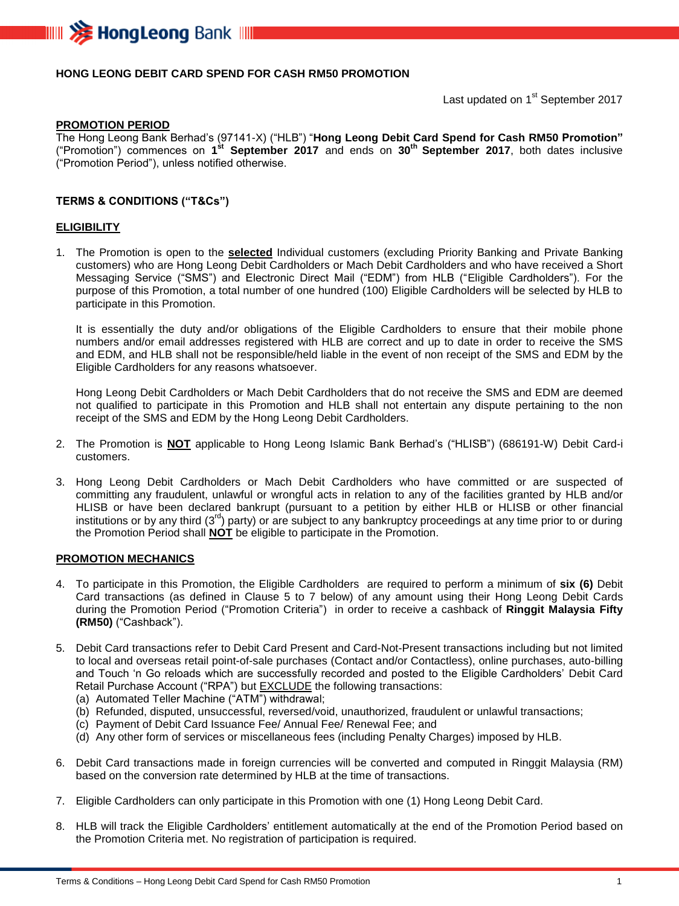# HONG LEONG DEBIT CARD SPEND FOR CASH RM50 PROMOTION

Last updated on 1st September 2017

## PROMOTION PERIOD

The Hong Leong Bank Berhad's (97141-X) ("HLB") "**Hong Leong Debit Card Spend for Cash RM50 Promotion"** ("Promotion") commences on **1st September 2017** and ends on **30th September 2017**, both dates inclusive ("Promotion Period"), unless notified otherwise.

## TERMS & CONDITIONS ("T&Cs")

## ELIGIBILITY

1. The Promotion is open to the **selected** Individual customers (excluding Priority Banking and Private Banking customers) who are Hong Leong Debit Cardholders or Mach Debit Cardholders and who have received a Short Messaging Service ("SMS") and Electronic Direct Mail ("EDM") from HLB ("Eligible Cardholders"). For the purpose of this Promotion, a total number of one hundred (100) Eligible Cardholders will be selected by HLB to participate in this Promotion.

   It is essentially the duty and/or obligations of the Eligible Cardholders to ensure that their mobile phone numbers and/or email addresses registered with HLB are correct and up to date in order to receive the SMS and EDM, and HLB shall not be responsible/held liable in the event of non receipt of the SMS and EDM by the Eligible Cardholders for any reasons whatsoever.

   Hong Leong Debit Cardholders or Mach Debit Cardholders that do not receive the SMS and EDM are deemed not qualified to participate in this Promotion and HLB shall not entertain any dispute pertaining to the non receipt of the SMS and EDM by the Hong Leong Debit Cardholders.

2. The Promotion is **NOT** applicable to Hong Leong Islamic Bank Berhad's ("HLISB") (686191-W) Debit Card-i customers.

3. Hong Leong Debit Cardholders or Mach Debit Cardholders who have committed or are suspected of committing any fraudulent, unlawful or wrongful acts in relation to any of the facilities granted by HLB and/or HLISB or have been declared bankrupt (pursuant to a petition by either HLB or HLISB or other financial institutions or by any third (3rd) party) or are subject to any bankruptcy proceedings at any time prior to or during the Promotion Period shall **NOT** be eligible to participate in the Promotion.

## PROMOTION MECHANICS

4. To participate in this Promotion, the Eligible Cardholders are required to perform a minimum of **six (6)** Debit Card transactions (as defined in Clause 5 to 7 below) of any amount using their Hong Leong Debit Cards during the Promotion Period ("Promotion Criteria") in order to receive a cashback of **Ringgit Malaysia Fifty (RM50)** ("Cashback").

5. Debit Card transactions refer to Debit Card Present and Card-Not-Present transactions including but not limited to local and overseas retail point-of-sale purchases (Contact and/or Contactless), online purchases, auto-billing and Touch 'n Go reloads which are successfully recorded and posted to the Eligible Cardholders' Debit Card Retail Purchase Account ("RPA") but EXCLUDE the following transactions:
   (a) Automated Teller Machine ("ATM") withdrawal;
   (b) Refunded, disputed, unsuccessful, reversed/void, unauthorized, fraudulent or unlawful transactions;
   (c) Payment of Debit Card Issuance Fee/ Annual Fee/ Renewal Fee; and
   (d) Any other form of services or miscellaneous fees (including Penalty Charges) imposed by HLB.

6. Debit Card transactions made in foreign currencies will be converted and computed in Ringgit Malaysia (RM) based on the conversion rate determined by HLB at the time of transactions.

7. Eligible Cardholders can only participate in this Promotion with one (1) Hong Leong Debit Card.

8. HLB will track the Eligible Cardholders' entitlement automatically at the end of the Promotion Period based on the Promotion Criteria met. No registration of participation is required.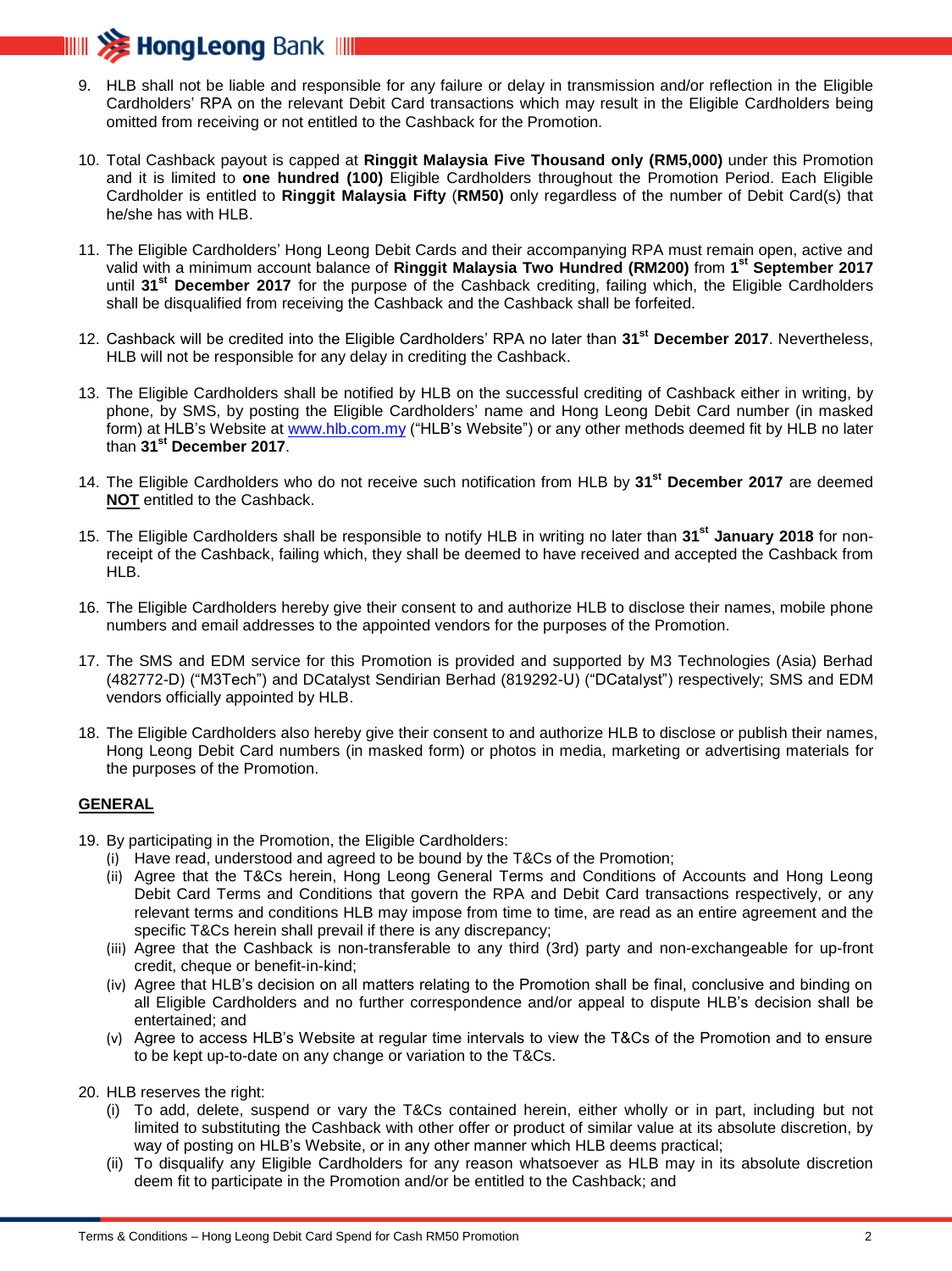9. HLB shall not be liable and responsible for any failure or delay in transmission and/or reflection in the Eligible Cardholders' RPA on the relevant Debit Card transactions which may result in the Eligible Cardholders being omitted from receiving or not entitled to the Cashback for the Promotion.

10. Total Cashback payout is capped at **Ringgit Malaysia Five Thousand only (RM5,000)** under this Promotion and it is limited to **one hundred (100)** Eligible Cardholders throughout the Promotion Period. Each Eligible Cardholder is entitled to **Ringgit Malaysia Fifty** (**RM50)** only regardless of the number of Debit Card(s) that he/she has with HLB.

11. The Eligible Cardholders' Hong Leong Debit Cards and their accompanying RPA must remain open, active and valid with a minimum account balance of **Ringgit Malaysia Two Hundred (RM200)** from **1st September 2017** until **31st December 2017** for the purpose of the Cashback crediting, failing which, the Eligible Cardholders shall be disqualified from receiving the Cashback and the Cashback shall be forfeited.

12. Cashback will be credited into the Eligible Cardholders' RPA no later than **31st December 2017**. Nevertheless, HLB will not be responsible for any delay in crediting the Cashback.

13. The Eligible Cardholders shall be notified by HLB on the successful crediting of Cashback either in writing, by phone, by SMS, by posting the Eligible Cardholders' name and Hong Leong Debit Card number (in masked form) at HLB's Website at www.hlb.com.my ("HLB's Website") or any other methods deemed fit by HLB no later than **31st December 2017**.

14. The Eligible Cardholders who do not receive such notification from HLB by **31st December 2017** are deemed **NOT** entitled to the Cashback.

15. The Eligible Cardholders shall be responsible to notify HLB in writing no later than **31st January 2018** for non-receipt of the Cashback, failing which, they shall be deemed to have received and accepted the Cashback from HLB.

16. The Eligible Cardholders hereby give their consent to and authorize HLB to disclose their names, mobile phone numbers and email addresses to the appointed vendors for the purposes of the Promotion.

17. The SMS and EDM service for this Promotion is provided and supported by M3 Technologies (Asia) Berhad (482772-D) ("M3Tech") and DCatalyst Sendirian Berhad (819292-U) ("DCatalyst") respectively; SMS and EDM vendors officially appointed by HLB.

18. The Eligible Cardholders also hereby give their consent to and authorize HLB to disclose or publish their names, Hong Leong Debit Card numbers (in masked form) or photos in media, marketing or advertising materials for the purposes of the Promotion.

## GENERAL

19. By participating in the Promotion, the Eligible Cardholders:
    (i) Have read, understood and agreed to be bound by the T&Cs of the Promotion;
    (ii) Agree that the T&Cs herein, Hong Leong General Terms and Conditions of Accounts and Hong Leong Debit Card Terms and Conditions that govern the RPA and Debit Card transactions respectively, or any relevant terms and conditions HLB may impose from time to time, are read as an entire agreement and the specific T&Cs herein shall prevail if there is any discrepancy;
    (iii) Agree that the Cashback is non-transferable to any third (3rd) party and non-exchangeable for up-front credit, cheque or benefit-in-kind;
    (iv) Agree that HLB's decision on all matters relating to the Promotion shall be final, conclusive and binding on all Eligible Cardholders and no further correspondence and/or appeal to dispute HLB's decision shall be entertained; and
    (v) Agree to access HLB's Website at regular time intervals to view the T&Cs of the Promotion and to ensure to be kept up-to-date on any change or variation to the T&Cs.

20. HLB reserves the right:
    (i) To add, delete, suspend or vary the T&Cs contained herein, either wholly or in part, including but not limited to substituting the Cashback with other offer or product of similar value at its absolute discretion, by way of posting on HLB's Website, or in any other manner which HLB deems practical;
    (ii) To disqualify any Eligible Cardholders for any reason whatsoever as HLB may in its absolute discretion deem fit to participate in the Promotion and/or be entitled to the Cashback; and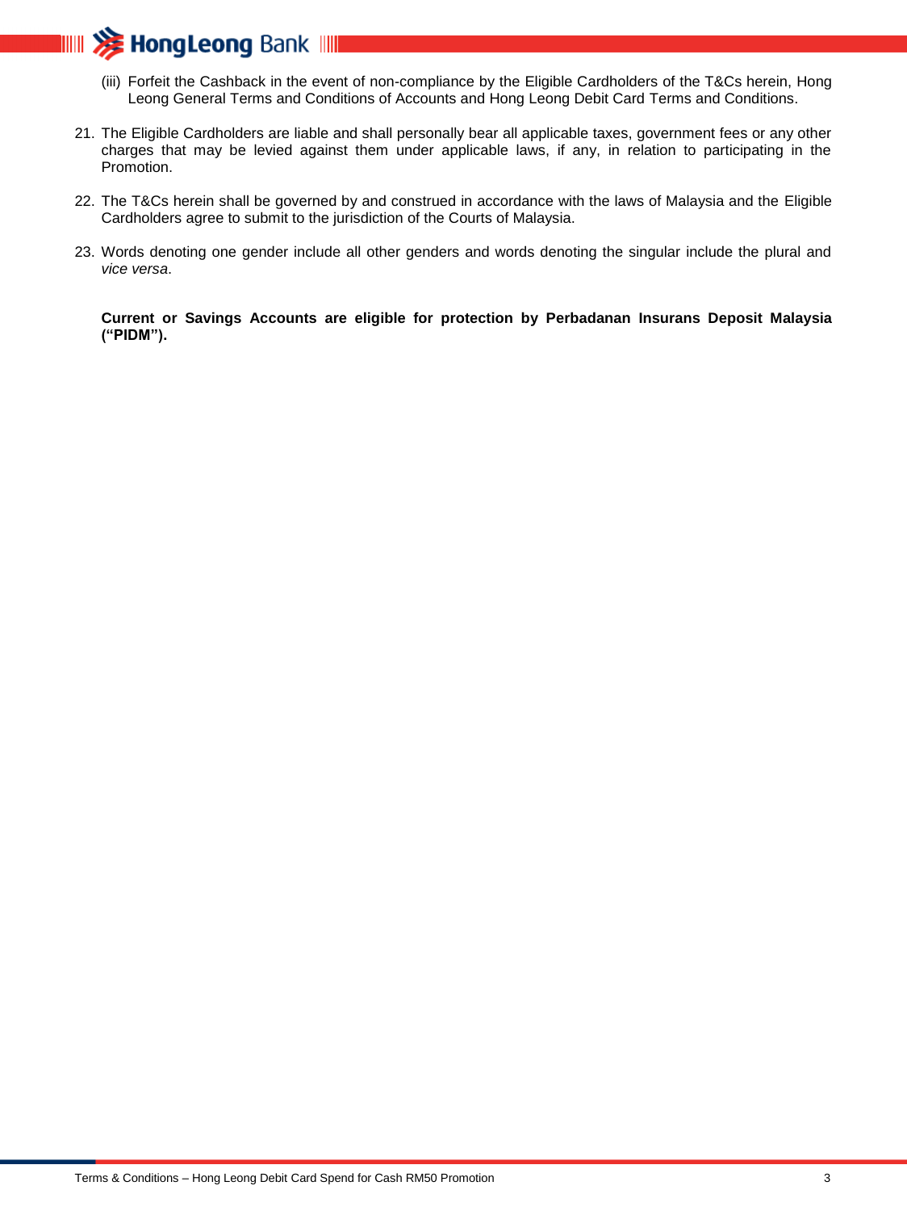(iii) Forfeit the Cashback in the event of non-compliance by the Eligible Cardholders of the T&Cs herein, Hong Leong General Terms and Conditions of Accounts and Hong Leong Debit Card Terms and Conditions.

21. The Eligible Cardholders are liable and shall personally bear all applicable taxes, government fees or any other charges that may be levied against them under applicable laws, if any, in relation to participating in the Promotion.

22. The T&Cs herein shall be governed by and construed in accordance with the laws of Malaysia and the Eligible Cardholders agree to submit to the jurisdiction of the Courts of Malaysia.

23. Words denoting one gender include all other genders and words denoting the singular include the plural and *vice versa*.

**Current or Savings Accounts are eligible for protection by Perbadanan Insurans Deposit Malaysia ("PIDM").**